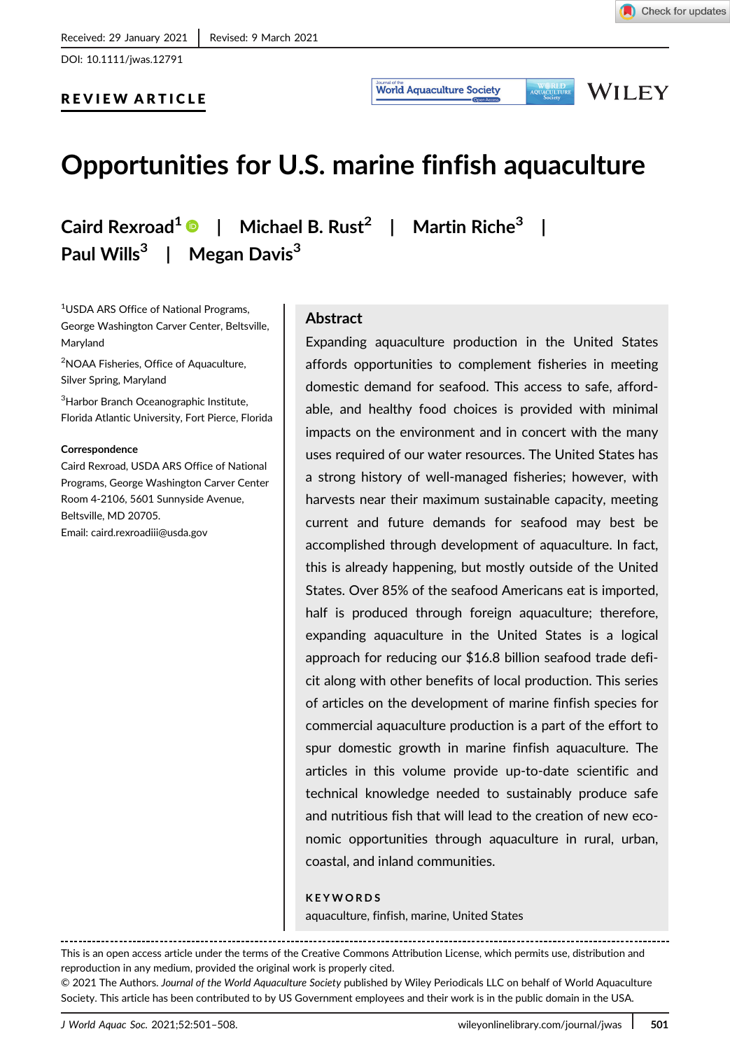Received: 29 January 2021 | Revised: 9 March 2021

DOI: 10.1111/jwas.12791

**REVIEW ARTICLE**

# Opportunities for U.S. marine finfish aquaculture

**Caird Rexroad[1] | Michael B. Rust[2] | Martin Riche[3] | Paul Wills[3] | Megan Davis[3]**

[1]USDA ARS Office of National Programs, George Washington Carver Center, Beltsville, Maryland

[2]NOAA Fisheries, Office of Aquaculture, Silver Spring, Maryland

[3]Harbor Branch Oceanographic Institute, Florida Atlantic University, Fort Pierce, Florida

**Correspondence**

Caird Rexroad, USDA ARS Office of National Programs, George Washington Carver Center Room 4-2106, 5601 Sunnyside Avenue, Beltsville, MD 20705.

Email: caird.rexroadiii@usda.gov

## Abstract

Expanding aquaculture production in the United States affords opportunities to complement fisheries in meeting domestic demand for seafood. This access to safe, affordable, and healthy food choices is provided with minimal impacts on the environment and in concert with the many uses required of our water resources. The United States has a strong history of well-managed fisheries; however, with harvests near their maximum sustainable capacity, meeting current and future demands for seafood may best be accomplished through development of aquaculture. In fact, this is already happening, but mostly outside of the United States. Over 85% of the seafood Americans eat is imported, half is produced through foreign aquaculture; therefore, expanding aquaculture in the United States is a logical approach for reducing our $16.8 billion seafood trade deficit along with other benefits of local production. This series of articles on the development of marine finfish species for commercial aquaculture production is a part of the effort to spur domestic growth in marine finfish aquaculture. The articles in this volume provide up-to-date scientific and technical knowledge needed to sustainably produce safe and nutritious fish that will lead to the creation of new economic opportunities through aquaculture in rural, urban, coastal, and inland communities.

**KEYWORDS**

aquaculture, finfish, marine, United States

This is an open access article under the terms of the Creative Commons Attribution License, which permits use, distribution and reproduction in any medium, provided the original work is properly cited.

© 2021 The Authors. *Journal of the World Aquaculture Society* published by Wiley Periodicals LLC on behalf of World Aquaculture Society. This article has been contributed to by US Government employees and their work is in the public domain in the USA.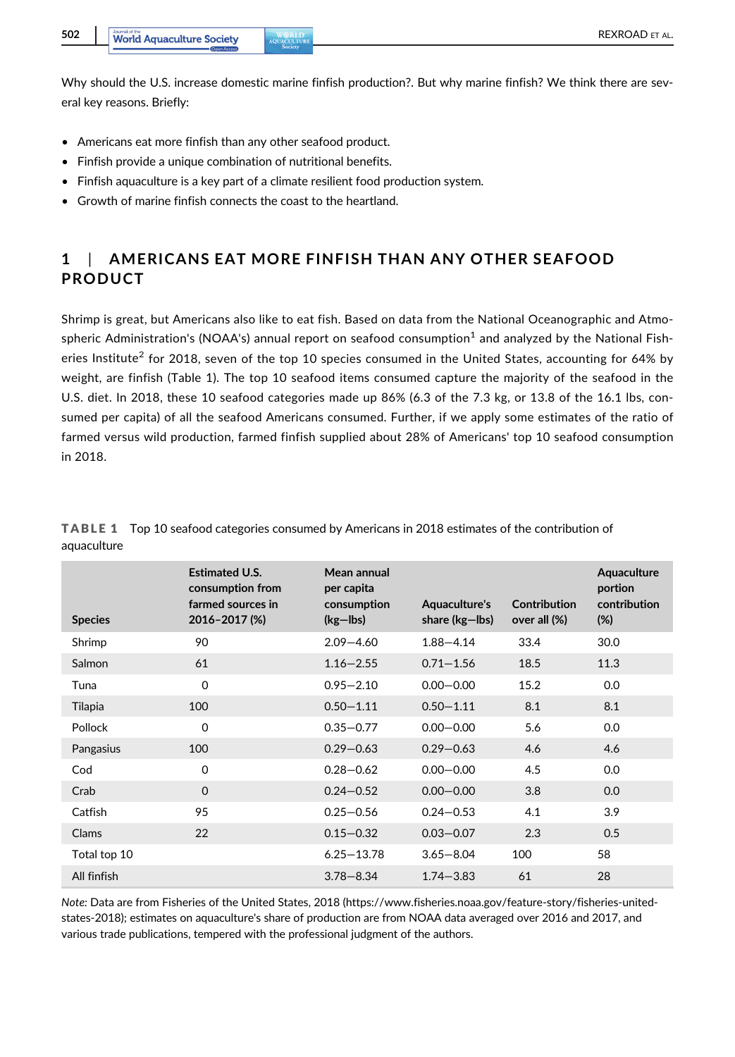Why should the U.S. increase domestic marine finfish production?. But why marine finfish? We think there are several key reasons. Briefly:

- Americans eat more finfish than any other seafood product.
- Finfish provide a unique combination of nutritional benefits.
- Finfish aquaculture is a key part of a climate resilient food production system.
- Growth of marine finfish connects the coast to the heartland.

## 1 | AMERICANS EAT MORE FINFISH THAN ANY OTHER SEAFOOD PRODUCT

Shrimp is great, but Americans also like to eat fish. Based on data from the National Oceanographic and Atmospheric Administration's (NOAA's) annual report on seafood consumption[1] and analyzed by the National Fisheries Institute[2] for 2018, seven of the top 10 species consumed in the United States, accounting for 64% by weight, are finfish (Table 1). The top 10 seafood items consumed capture the majority of the seafood in the U.S. diet. In 2018, these 10 seafood categories made up 86% (6.3 of the 7.3 kg, or 13.8 of the 16.1 lbs, consumed per capita) of all the seafood Americans consumed. Further, if we apply some estimates of the ratio of farmed versus wild production, farmed finfish supplied about 28% of Americans' top 10 seafood consumption in 2018.

**TABLE 1** Top 10 seafood categories consumed by Americans in 2018 estimates of the contribution of aquaculture

| Species | Estimated U.S. consumption from farmed sources in 2016–2017 (%) | Mean annual per capita consumption (kg—lbs) | Aquaculture's share (kg—lbs) | Contribution over all (%) | Aquaculture portion contribution (%) |
|---|---|---|---|---|---|
| Shrimp | 90 | 2.09—4.60 | 1.88—4.14 | 33.4 | 30.0 |
| Salmon | 61 | 1.16—2.55 | 0.71—1.56 | 18.5 | 11.3 |
| Tuna | 0 | 0.95—2.10 | 0.00—0.00 | 15.2 | 0.0 |
| Tilapia | 100 | 0.50—1.11 | 0.50—1.11 | 8.1 | 8.1 |
| Pollock | 0 | 0.35—0.77 | 0.00—0.00 | 5.6 | 0.0 |
| Pangasius | 100 | 0.29—0.63 | 0.29—0.63 | 4.6 | 4.6 |
| Cod | 0 | 0.28—0.62 | 0.00—0.00 | 4.5 | 0.0 |
| Crab | 0 | 0.24—0.52 | 0.00—0.00 | 3.8 | 0.0 |
| Catfish | 95 | 0.25—0.56 | 0.24—0.53 | 4.1 | 3.9 |
| Clams | 22 | 0.15—0.32 | 0.03—0.07 | 2.3 | 0.5 |
| Total top 10 | | 6.25—13.78 | 3.65—8.04 | 100 | 58 |
| All finfish | | 3.78—8.34 | 1.74—3.83 | 61 | 28 |

*Note:* Data are from Fisheries of the United States, 2018 (https://www.fisheries.noaa.gov/feature-story/fisheries-united-states-2018); estimates on aquaculture's share of production are from NOAA data averaged over 2016 and 2017, and various trade publications, tempered with the professional judgment of the authors.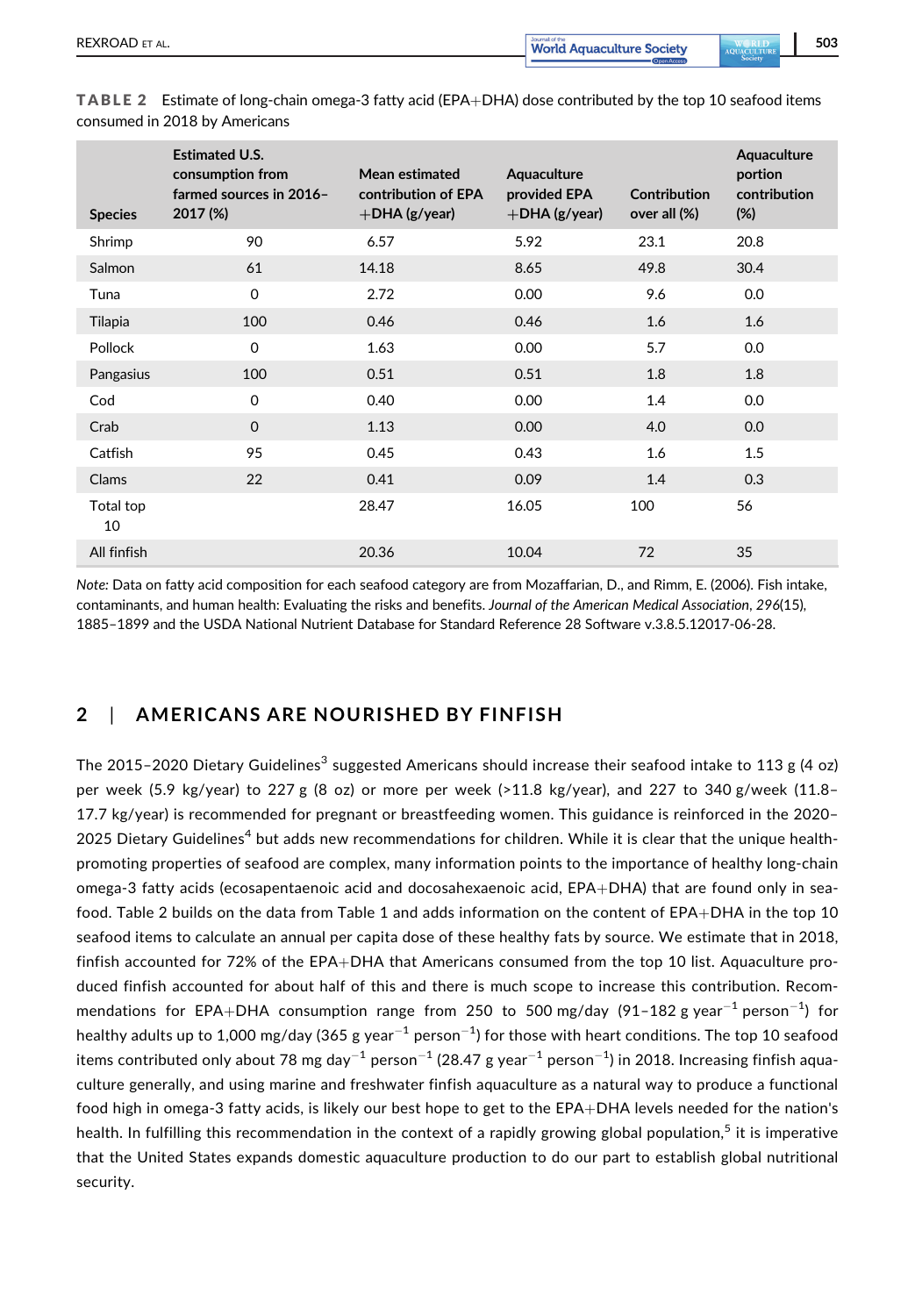**TABLE 2** Estimate of long-chain omega-3 fatty acid (EPA+DHA) dose contributed by the top 10 seafood items consumed in 2018 by Americans

| Species | Estimated U.S. consumption from farmed sources in 2016–2017 (%) | Mean estimated contribution of EPA +DHA (g/year) | Aquaculture provided EPA +DHA (g/year) | Contribution over all (%) | Aquaculture portion contribution (%) |
|---|---|---|---|---|---|
| Shrimp | 90 | 6.57 | 5.92 | 23.1 | 20.8 |
| Salmon | 61 | 14.18 | 8.65 | 49.8 | 30.4 |
| Tuna | 0 | 2.72 | 0.00 | 9.6 | 0.0 |
| Tilapia | 100 | 0.46 | 0.46 | 1.6 | 1.6 |
| Pollock | 0 | 1.63 | 0.00 | 5.7 | 0.0 |
| Pangasius | 100 | 0.51 | 0.51 | 1.8 | 1.8 |
| Cod | 0 | 0.40 | 0.00 | 1.4 | 0.0 |
| Crab | 0 | 1.13 | 0.00 | 4.0 | 0.0 |
| Catfish | 95 | 0.45 | 0.43 | 1.6 | 1.5 |
| Clams | 22 | 0.41 | 0.09 | 1.4 | 0.3 |
| Total top 10 | | 28.47 | 16.05 | 100 | 56 |
| All finfish | | 20.36 | 10.04 | 72 | 35 |

*Note:* Data on fatty acid composition for each seafood category are from Mozaffarian, D., and Rimm, E. (2006). Fish intake, contaminants, and human health: Evaluating the risks and benefits. *Journal of the American Medical Association*, *296*(15), 1885–1899 and the USDA National Nutrient Database for Standard Reference 28 Software v.3.8.5.12017-06-28.

## 2 | AMERICANS ARE NOURISHED BY FINFISH

The 2015–2020 Dietary Guidelines[3] suggested Americans should increase their seafood intake to 113 g (4 oz) per week (5.9 kg/year) to 227 g (8 oz) or more per week (>11.8 kg/year), and 227 to 340 g/week (11.8–17.7 kg/year) is recommended for pregnant or breastfeeding women. This guidance is reinforced in the 2020–2025 Dietary Guidelines[4] but adds new recommendations for children. While it is clear that the unique health-promoting properties of seafood are complex, many information points to the importance of healthy long-chain omega-3 fatty acids (ecosapentaenoic acid and docosahexaenoic acid, EPA+DHA) that are found only in seafood. Table 2 builds on the data from Table 1 and adds information on the content of EPA+DHA in the top 10 seafood items to calculate an annual per capita dose of these healthy fats by source. We estimate that in 2018, finfish accounted for 72% of the EPA+DHA that Americans consumed from the top 10 list. Aquaculture produced finfish accounted for about half of this and there is much scope to increase this contribution. Recommendations for EPA+DHA consumption range from 250 to 500 mg/day (91–182 g $\text{year}^{-1}$ $\text{person}^{-1}$) for healthy adults up to 1,000 mg/day (365 g $\text{year}^{-1}$ $\text{person}^{-1}$) for those with heart conditions. The top 10 seafood items contributed only about 78 mg $\text{day}^{-1}$ $\text{person}^{-1}$ (28.47 g $\text{year}^{-1}$ $\text{person}^{-1}$) in 2018. Increasing finfish aquaculture generally, and using marine and freshwater finfish aquaculture as a natural way to produce a functional food high in omega-3 fatty acids, is likely our best hope to get to the EPA+DHA levels needed for the nation's health. In fulfilling this recommendation in the context of a rapidly growing global population,[5] it is imperative that the United States expands domestic aquaculture production to do our part to establish global nutritional security.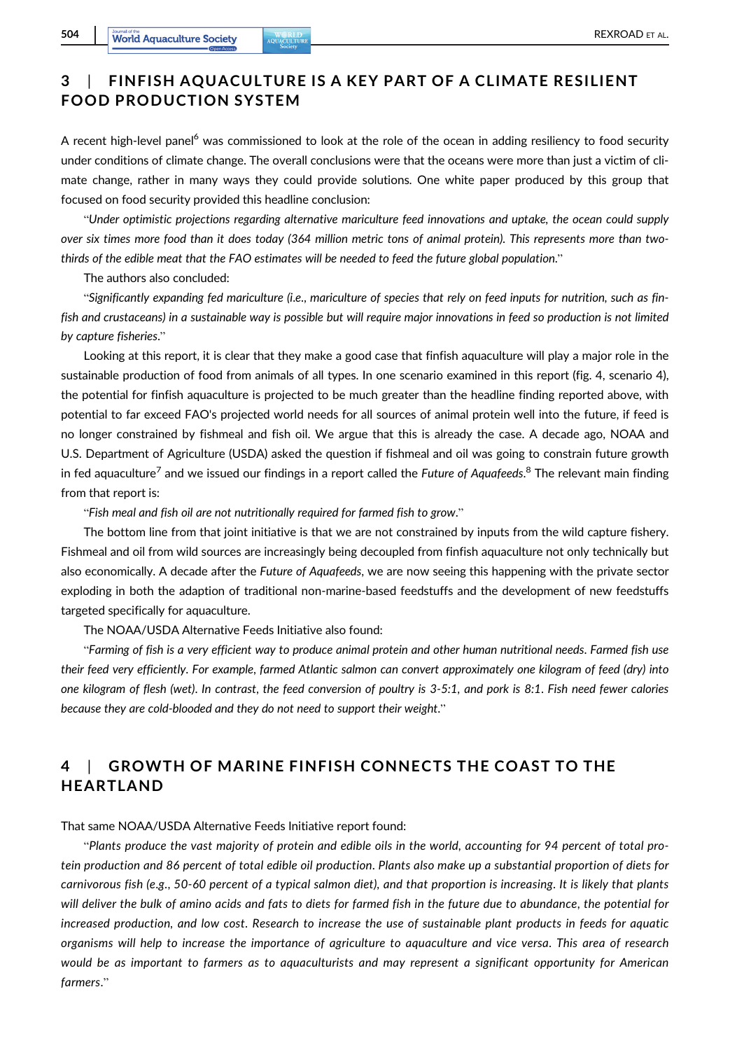## 3 | FINFISH AQUACULTURE IS A KEY PART OF A CLIMATE RESILIENT FOOD PRODUCTION SYSTEM

A recent high-level panel[6] was commissioned to look at the role of the ocean in adding resiliency to food security under conditions of climate change. The overall conclusions were that the oceans were more than just a victim of climate change, rather in many ways they could provide solutions. One white paper produced by this group that focused on food security provided this headline conclusion:

"*Under optimistic projections regarding alternative mariculture feed innovations and uptake, the ocean could supply over six times more food than it does today (364 million metric tons of animal protein). This represents more than two-thirds of the edible meat that the FAO estimates will be needed to feed the future global population*."

The authors also concluded:

"*Significantly expanding fed mariculture (i.e., mariculture of species that rely on feed inputs for nutrition, such as finfish and crustaceans) in a sustainable way is possible but will require major innovations in feed so production is not limited by capture fisheries*."

Looking at this report, it is clear that they make a good case that finfish aquaculture will play a major role in the sustainable production of food from animals of all types. In one scenario examined in this report (fig. 4, scenario 4), the potential for finfish aquaculture is projected to be much greater than the headline finding reported above, with potential to far exceed FAO's projected world needs for all sources of animal protein well into the future, if feed is no longer constrained by fishmeal and fish oil. We argue that this is already the case. A decade ago, NOAA and U.S. Department of Agriculture (USDA) asked the question if fishmeal and oil was going to constrain future growth in fed aquaculture[7] and we issued our findings in a report called the *Future of Aquafeeds*.[8] The relevant main finding from that report is:

"*Fish meal and fish oil are not nutritionally required for farmed fish to grow*."

The bottom line from that joint initiative is that we are not constrained by inputs from the wild capture fishery. Fishmeal and oil from wild sources are increasingly being decoupled from finfish aquaculture not only technically but also economically. A decade after the *Future of Aquafeeds*, we are now seeing this happening with the private sector exploding in both the adaption of traditional non-marine-based feedstuffs and the development of new feedstuffs targeted specifically for aquaculture.

The NOAA/USDA Alternative Feeds Initiative also found:

"*Farming of fish is a very efficient way to produce animal protein and other human nutritional needs. Farmed fish use their feed very efficiently. For example, farmed Atlantic salmon can convert approximately one kilogram of feed (dry) into one kilogram of flesh (wet). In contrast, the feed conversion of poultry is 3-5:1, and pork is 8:1. Fish need fewer calories because they are cold-blooded and they do not need to support their weight*."

## 4 | GROWTH OF MARINE FINFISH CONNECTS THE COAST TO THE HEARTLAND

That same NOAA/USDA Alternative Feeds Initiative report found:

"*Plants produce the vast majority of protein and edible oils in the world, accounting for 94 percent of total protein production and 86 percent of total edible oil production. Plants also make up a substantial proportion of diets for carnivorous fish (e.g., 50-60 percent of a typical salmon diet), and that proportion is increasing. It is likely that plants will deliver the bulk of amino acids and fats to diets for farmed fish in the future due to abundance, the potential for increased production, and low cost. Research to increase the use of sustainable plant products in feeds for aquatic organisms will help to increase the importance of agriculture to aquaculture and vice versa. This area of research would be as important to farmers as to aquaculturists and may represent a significant opportunity for American farmers*."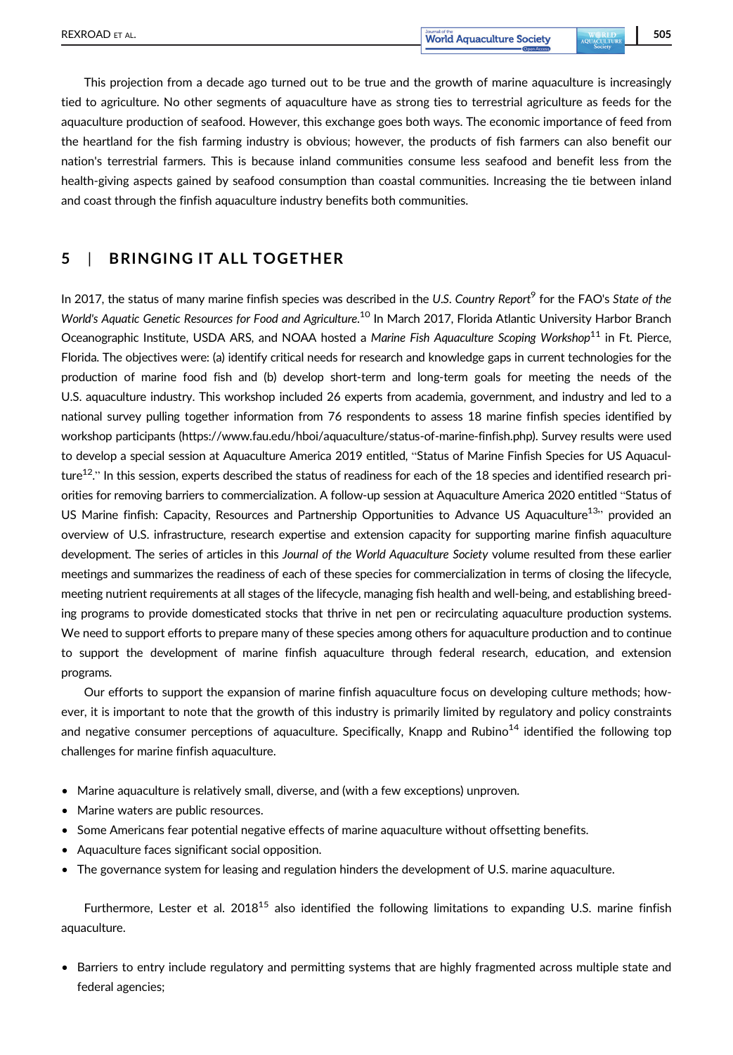This projection from a decade ago turned out to be true and the growth of marine aquaculture is increasingly tied to agriculture. No other segments of aquaculture have as strong ties to terrestrial agriculture as feeds for the aquaculture production of seafood. However, this exchange goes both ways. The economic importance of feed from the heartland for the fish farming industry is obvious; however, the products of fish farmers can also benefit our nation's terrestrial farmers. This is because inland communities consume less seafood and benefit less from the health-giving aspects gained by seafood consumption than coastal communities. Increasing the tie between inland and coast through the finfish aquaculture industry benefits both communities.

## 5 | BRINGING IT ALL TOGETHER

In 2017, the status of many marine finfish species was described in the *U.S. Country Report*[9] for the FAO's *State of the World's Aquatic Genetic Resources for Food and Agriculture.*[10] In March 2017, Florida Atlantic University Harbor Branch Oceanographic Institute, USDA ARS, and NOAA hosted a *Marine Fish Aquaculture Scoping Workshop*[11] in Ft. Pierce, Florida. The objectives were: (a) identify critical needs for research and knowledge gaps in current technologies for the production of marine food fish and (b) develop short-term and long-term goals for meeting the needs of the U.S. aquaculture industry. This workshop included 26 experts from academia, government, and industry and led to a national survey pulling together information from 76 respondents to assess 18 marine finfish species identified by workshop participants (https://www.fau.edu/hboi/aquaculture/status-of-marine-finfish.php). Survey results were used to develop a special session at Aquaculture America 2019 entitled, "Status of Marine Finfish Species for US Aquaculture[12]." In this session, experts described the status of readiness for each of the 18 species and identified research priorities for removing barriers to commercialization. A follow-up session at Aquaculture America 2020 entitled "Status of US Marine finfish: Capacity, Resources and Partnership Opportunities to Advance US Aquaculture[13]" provided an overview of U.S. infrastructure, research expertise and extension capacity for supporting marine finfish aquaculture development. The series of articles in this *Journal of the World Aquaculture Society* volume resulted from these earlier meetings and summarizes the readiness of each of these species for commercialization in terms of closing the lifecycle, meeting nutrient requirements at all stages of the lifecycle, managing fish health and well-being, and establishing breeding programs to provide domesticated stocks that thrive in net pen or recirculating aquaculture production systems. We need to support efforts to prepare many of these species among others for aquaculture production and to continue to support the development of marine finfish aquaculture through federal research, education, and extension programs.

Our efforts to support the expansion of marine finfish aquaculture focus on developing culture methods; however, it is important to note that the growth of this industry is primarily limited by regulatory and policy constraints and negative consumer perceptions of aquaculture. Specifically, Knapp and Rubino[14] identified the following top challenges for marine finfish aquaculture.

- Marine aquaculture is relatively small, diverse, and (with a few exceptions) unproven.
- Marine waters are public resources.
- Some Americans fear potential negative effects of marine aquaculture without offsetting benefits.
- Aquaculture faces significant social opposition.
- The governance system for leasing and regulation hinders the development of U.S. marine aquaculture.

Furthermore, Lester et al. 2018[15] also identified the following limitations to expanding U.S. marine finfish aquaculture.

- Barriers to entry include regulatory and permitting systems that are highly fragmented across multiple state and federal agencies;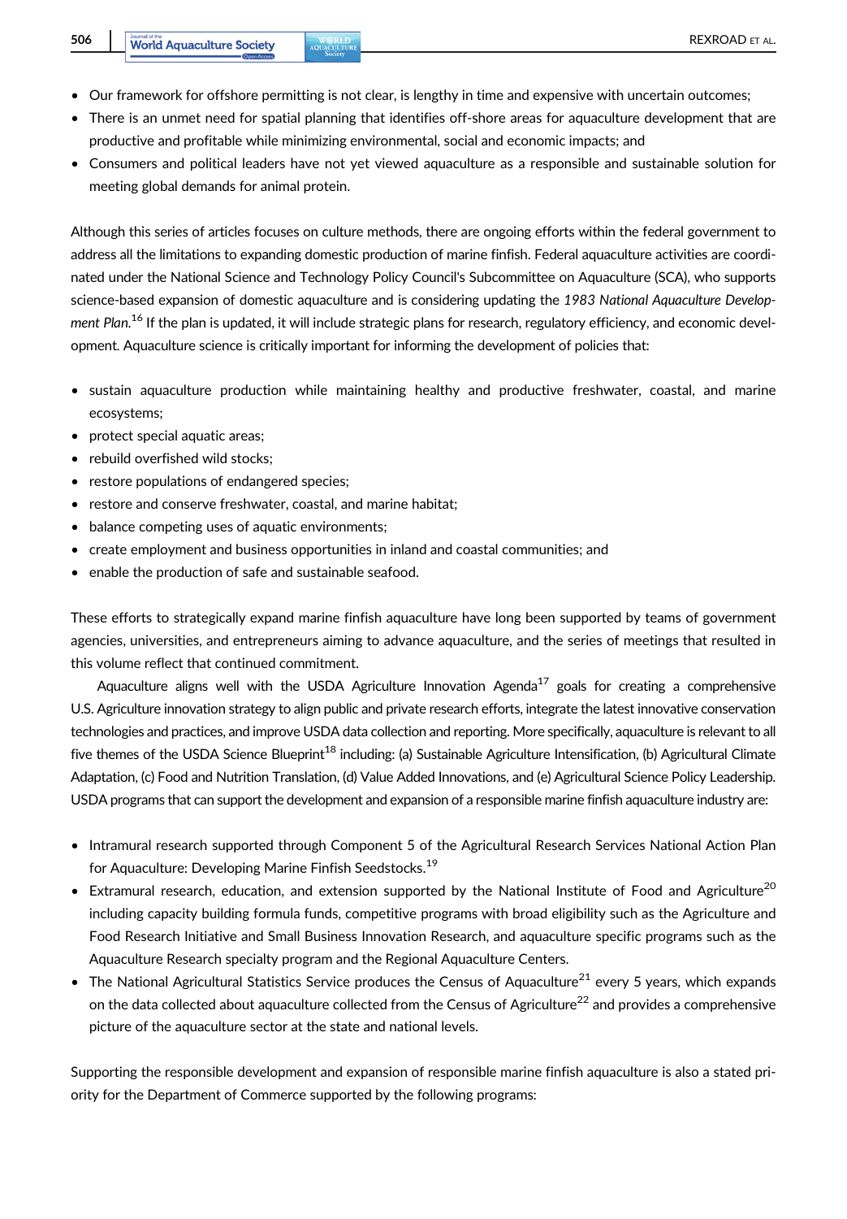- Our framework for offshore permitting is not clear, is lengthy in time and expensive with uncertain outcomes;
- There is an unmet need for spatial planning that identifies off-shore areas for aquaculture development that are productive and profitable while minimizing environmental, social and economic impacts; and
- Consumers and political leaders have not yet viewed aquaculture as a responsible and sustainable solution for meeting global demands for animal protein.

Although this series of articles focuses on culture methods, there are ongoing efforts within the federal government to address all the limitations to expanding domestic production of marine finfish. Federal aquaculture activities are coordinated under the National Science and Technology Policy Council's Subcommittee on Aquaculture (SCA), who supports science-based expansion of domestic aquaculture and is considering updating the *1983 National Aquaculture Development Plan.*[16] If the plan is updated, it will include strategic plans for research, regulatory efficiency, and economic development. Aquaculture science is critically important for informing the development of policies that:

- sustain aquaculture production while maintaining healthy and productive freshwater, coastal, and marine ecosystems;
- protect special aquatic areas;
- rebuild overfished wild stocks;
- restore populations of endangered species;
- restore and conserve freshwater, coastal, and marine habitat;
- balance competing uses of aquatic environments;
- create employment and business opportunities in inland and coastal communities; and
- enable the production of safe and sustainable seafood.

These efforts to strategically expand marine finfish aquaculture have long been supported by teams of government agencies, universities, and entrepreneurs aiming to advance aquaculture, and the series of meetings that resulted in this volume reflect that continued commitment.

Aquaculture aligns well with the USDA Agriculture Innovation Agenda[17] goals for creating a comprehensive U.S. Agriculture innovation strategy to align public and private research efforts, integrate the latest innovative conservation technologies and practices, and improve USDA data collection and reporting. More specifically, aquaculture is relevant to all five themes of the USDA Science Blueprint[18] including: (a) Sustainable Agriculture Intensification, (b) Agricultural Climate Adaptation, (c) Food and Nutrition Translation, (d) Value Added Innovations, and (e) Agricultural Science Policy Leadership. USDA programs that can support the development and expansion of a responsible marine finfish aquaculture industry are:

- Intramural research supported through Component 5 of the Agricultural Research Services National Action Plan for Aquaculture: Developing Marine Finfish Seedstocks.[19]
- Extramural research, education, and extension supported by the National Institute of Food and Agriculture[20] including capacity building formula funds, competitive programs with broad eligibility such as the Agriculture and Food Research Initiative and Small Business Innovation Research, and aquaculture specific programs such as the Aquaculture Research specialty program and the Regional Aquaculture Centers.
- The National Agricultural Statistics Service produces the Census of Aquaculture[21] every 5 years, which expands on the data collected about aquaculture collected from the Census of Agriculture[22] and provides a comprehensive picture of the aquaculture sector at the state and national levels.

Supporting the responsible development and expansion of responsible marine finfish aquaculture is also a stated priority for the Department of Commerce supported by the following programs: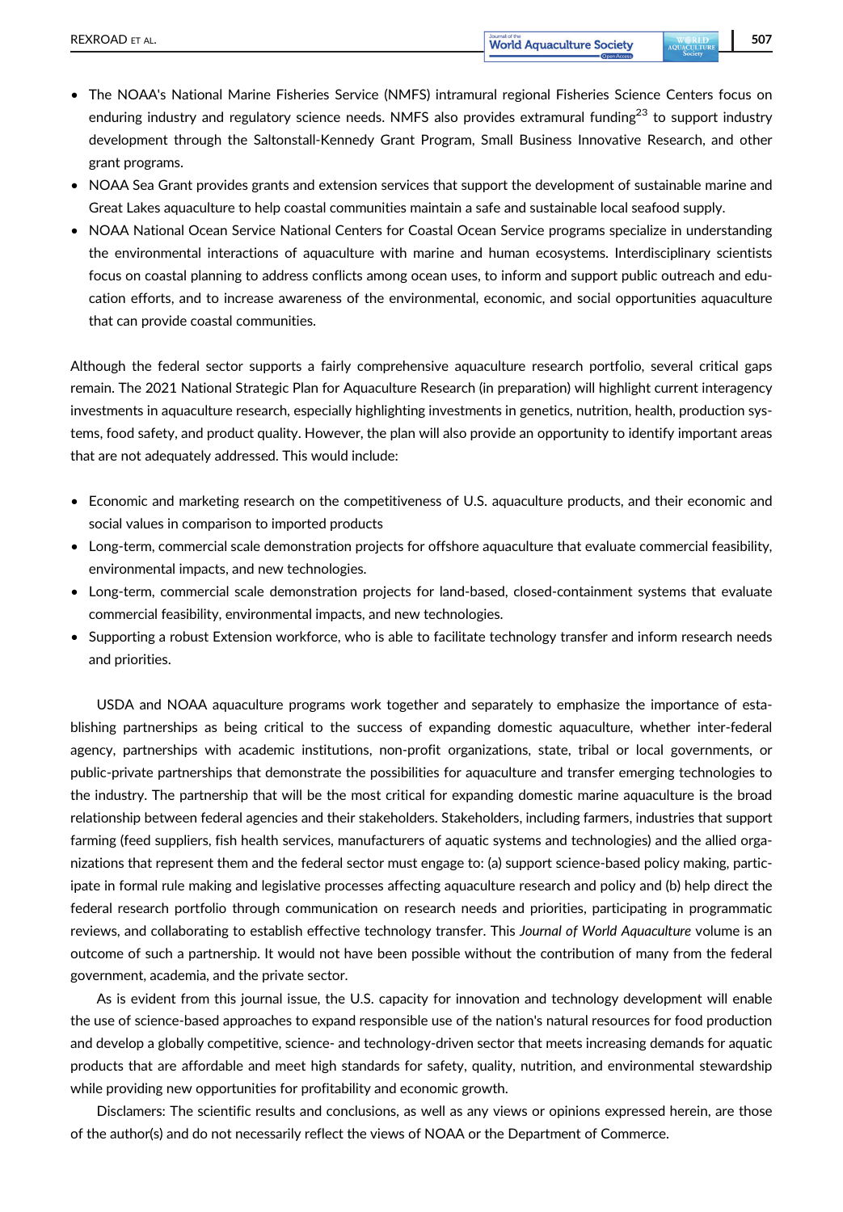- The NOAA's National Marine Fisheries Service (NMFS) intramural regional Fisheries Science Centers focus on enduring industry and regulatory science needs. NMFS also provides extramural funding[23] to support industry development through the Saltonstall-Kennedy Grant Program, Small Business Innovative Research, and other grant programs.
- NOAA Sea Grant provides grants and extension services that support the development of sustainable marine and Great Lakes aquaculture to help coastal communities maintain a safe and sustainable local seafood supply.
- NOAA National Ocean Service National Centers for Coastal Ocean Service programs specialize in understanding the environmental interactions of aquaculture with marine and human ecosystems. Interdisciplinary scientists focus on coastal planning to address conflicts among ocean uses, to inform and support public outreach and education efforts, and to increase awareness of the environmental, economic, and social opportunities aquaculture that can provide coastal communities.

Although the federal sector supports a fairly comprehensive aquaculture research portfolio, several critical gaps remain. The 2021 National Strategic Plan for Aquaculture Research (in preparation) will highlight current interagency investments in aquaculture research, especially highlighting investments in genetics, nutrition, health, production systems, food safety, and product quality. However, the plan will also provide an opportunity to identify important areas that are not adequately addressed. This would include:

- Economic and marketing research on the competitiveness of U.S. aquaculture products, and their economic and social values in comparison to imported products
- Long-term, commercial scale demonstration projects for offshore aquaculture that evaluate commercial feasibility, environmental impacts, and new technologies.
- Long-term, commercial scale demonstration projects for land-based, closed-containment systems that evaluate commercial feasibility, environmental impacts, and new technologies.
- Supporting a robust Extension workforce, who is able to facilitate technology transfer and inform research needs and priorities.

USDA and NOAA aquaculture programs work together and separately to emphasize the importance of establishing partnerships as being critical to the success of expanding domestic aquaculture, whether inter-federal agency, partnerships with academic institutions, non-profit organizations, state, tribal or local governments, or public-private partnerships that demonstrate the possibilities for aquaculture and transfer emerging technologies to the industry. The partnership that will be the most critical for expanding domestic marine aquaculture is the broad relationship between federal agencies and their stakeholders. Stakeholders, including farmers, industries that support farming (feed suppliers, fish health services, manufacturers of aquatic systems and technologies) and the allied organizations that represent them and the federal sector must engage to: (a) support science-based policy making, participate in formal rule making and legislative processes affecting aquaculture research and policy and (b) help direct the federal research portfolio through communication on research needs and priorities, participating in programmatic reviews, and collaborating to establish effective technology transfer. This *Journal of World Aquaculture* volume is an outcome of such a partnership. It would not have been possible without the contribution of many from the federal government, academia, and the private sector.

As is evident from this journal issue, the U.S. capacity for innovation and technology development will enable the use of science-based approaches to expand responsible use of the nation's natural resources for food production and develop a globally competitive, science- and technology-driven sector that meets increasing demands for aquatic products that are affordable and meet high standards for safety, quality, nutrition, and environmental stewardship while providing new opportunities for profitability and economic growth.

Disclamers: The scientific results and conclusions, as well as any views or opinions expressed herein, are those of the author(s) and do not necessarily reflect the views of NOAA or the Department of Commerce.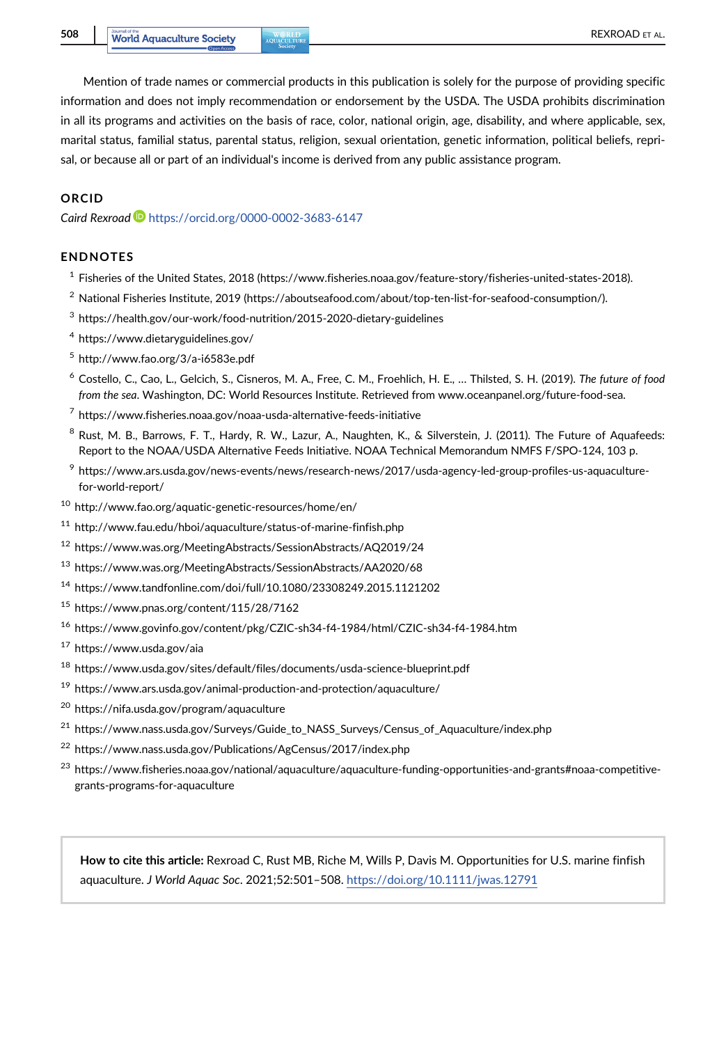Mention of trade names or commercial products in this publication is solely for the purpose of providing specific information and does not imply recommendation or endorsement by the USDA. The USDA prohibits discrimination in all its programs and activities on the basis of race, color, national origin, age, disability, and where applicable, sex, marital status, familial status, parental status, religion, sexual orientation, genetic information, political beliefs, reprisal, or because all or part of an individual's income is derived from any public assistance program.

## ORCID

*Caird Rexroad* https://orcid.org/0000-0002-3683-6147

## ENDNOTES

[1] Fisheries of the United States, 2018 (https://www.fisheries.noaa.gov/feature-story/fisheries-united-states-2018).

[2] National Fisheries Institute, 2019 (https://aboutseafood.com/about/top-ten-list-for-seafood-consumption/).

[3] https://health.gov/our-work/food-nutrition/2015-2020-dietary-guidelines

[4] https://www.dietaryguidelines.gov/

[5] http://www.fao.org/3/a-i6583e.pdf

[6] Costello, C., Cao, L., Gelcich, S., Cisneros, M. A., Free, C. M., Froehlich, H. E., … Thilsted, S. H. (2019). *The future of food from the sea*. Washington, DC: World Resources Institute. Retrieved from www.oceanpanel.org/future-food-sea.

[7] https://www.fisheries.noaa.gov/noaa-usda-alternative-feeds-initiative

[8] Rust, M. B., Barrows, F. T., Hardy, R. W., Lazur, A., Naughten, K., & Silverstein, J. (2011). The Future of Aquafeeds: Report to the NOAA/USDA Alternative Feeds Initiative. NOAA Technical Memorandum NMFS F/SPO-124, 103 p.

[9] https://www.ars.usda.gov/news-events/news/research-news/2017/usda-agency-led-group-profiles-us-aquaculture-for-world-report/

[10] http://www.fao.org/aquatic-genetic-resources/home/en/

[11] http://www.fau.edu/hboi/aquaculture/status-of-marine-finfish.php

[12] https://www.was.org/MeetingAbstracts/SessionAbstracts/AQ2019/24

[13] https://www.was.org/MeetingAbstracts/SessionAbstracts/AA2020/68

[14] https://www.tandfonline.com/doi/full/10.1080/23308249.2015.1121202

[15] https://www.pnas.org/content/115/28/7162

[16] https://www.govinfo.gov/content/pkg/CZIC-sh34-f4-1984/html/CZIC-sh34-f4-1984.htm

[17] https://www.usda.gov/aia

[18] https://www.usda.gov/sites/default/files/documents/usda-science-blueprint.pdf

[19] https://www.ars.usda.gov/animal-production-and-protection/aquaculture/

[20] https://nifa.usda.gov/program/aquaculture

[21] https://www.nass.usda.gov/Surveys/Guide_to_NASS_Surveys/Census_of_Aquaculture/index.php

[22] https://www.nass.usda.gov/Publications/AgCensus/2017/index.php

[23] https://www.fisheries.noaa.gov/national/aquaculture/aquaculture-funding-opportunities-and-grants#noaa-competitive-grants-programs-for-aquaculture

**How to cite this article:** Rexroad C, Rust MB, Riche M, Wills P, Davis M. Opportunities for U.S. marine finfish aquaculture. *J World Aquac Soc*. 2021;52:501–508. https://doi.org/10.1111/jwas.12791